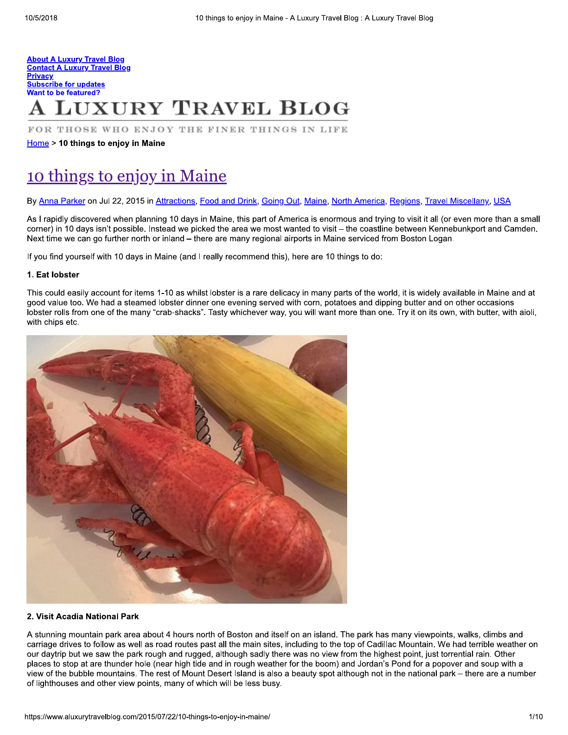About A Luxury Travel Blog
Contact A Luxury Travel Blog
Privacy
Subscribe for updates
Want to be featured?

# A LUXURY TRAVEL BLOG

FOR THOSE WHO ENJOY THE FINER THINGS IN LIFE

Home > **10 things to enjoy in Maine**

# 10 things to enjoy in Maine

By Anna Parker on Jul 22, 2015 in Attractions, Food and Drink, Going Out, Maine, North America, Regions, Travel Miscellany, USA

As I rapidly discovered when planning 10 days in Maine, this part of America is enormous and trying to visit it all (or even more than a small corner) in 10 days isn't possible. Instead we picked the area we most wanted to visit – the coastline between Kennebunkport and Camden. Next time we can go further north or inland – there are many regional airports in Maine serviced from Boston Logan.

If you find yourself with 10 days in Maine (and I really recommend this), here are 10 things to do:

### 1. Eat lobster

This could easily account for items 1-10 as whilst lobster is a rare delicacy in many parts of the world, it is widely available in Maine and at good value too. We had a steamed lobster dinner one evening served with corn, potatoes and dipping butter and on other occasions lobster rolls from one of the many "crab-shacks". Tasty whichever way, you will want more than one. Try it on its own, with butter, with aioli, with chips etc.

### 2. Visit Acadia National Park

A stunning mountain park area about 4 hours north of Boston and itself on an island. The park has many viewpoints, walks, climbs and carriage drives to follow as well as road routes past all the main sites, including to the top of Cadillac Mountain. We had terrible weather on our daytrip but we saw the park rough and rugged, although sadly there was no view from the highest point, just torrential rain. Other places to stop at are thunder hole (near high tide and in rough weather for the boom) and Jordan's Pond for a popover and soup with a view of the bubble mountains. The rest of Mount Desert Island is also a beauty spot although not in the national park – there are a number of lighthouses and other view points, many of which will be less busy.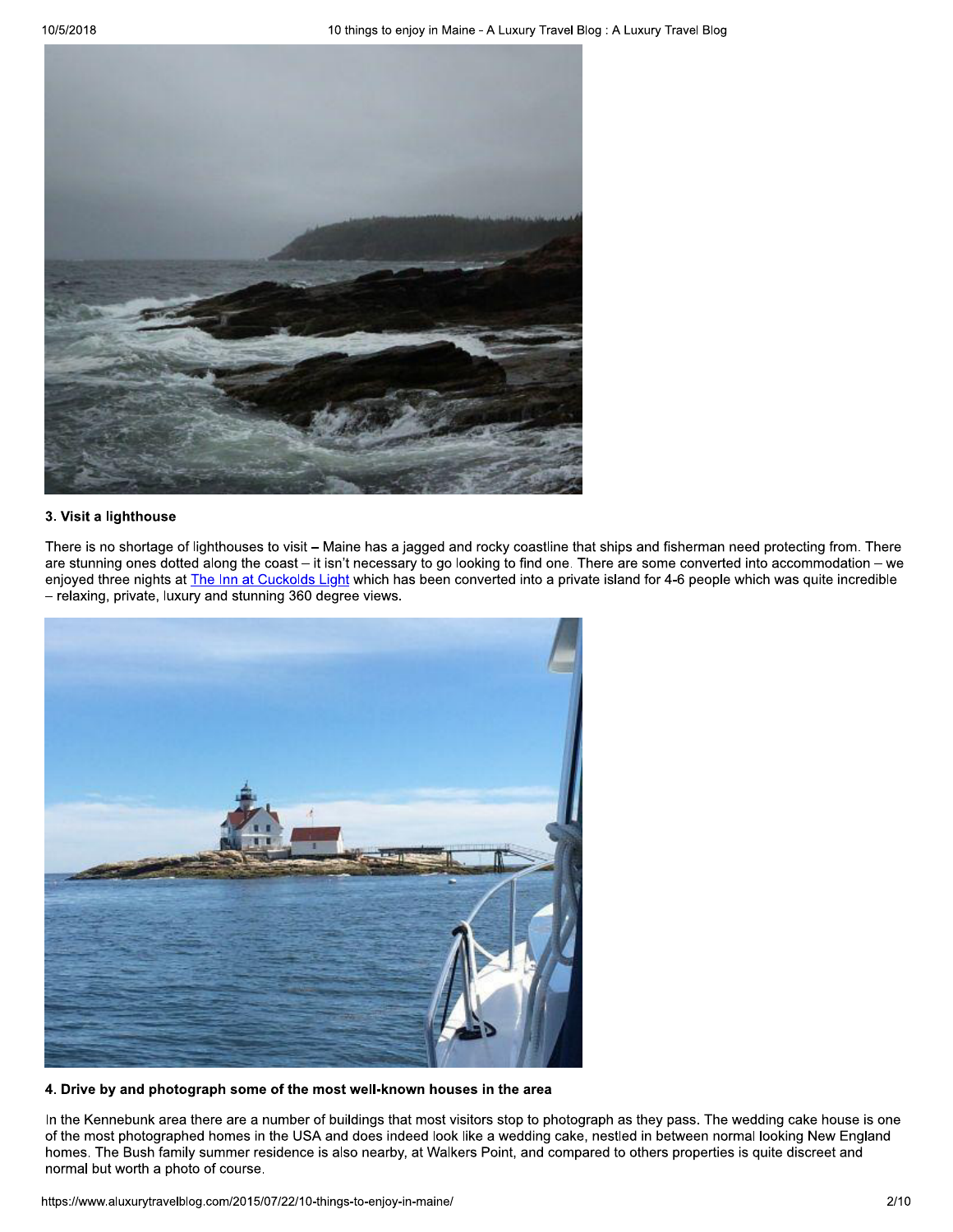### 3. Visit a lighthouse

There is no shortage of lighthouses to visit – Maine has a jagged and rocky coastline that ships and fisherman need protecting from. There are stunning ones dotted along the coast – it isn't necessary to go looking to find one. There are some converted into accommodation – we enjoyed three nights at The Inn at Cuckolds Light which has been converted into a private island for 4-6 people which was quite incredible – relaxing, private, luxury and stunning 360 degree views.

### 4. Drive by and photograph some of the most well-known houses in the area

In the Kennebunk area there are a number of buildings that most visitors stop to photograph as they pass. The wedding cake house is one of the most photographed homes in the USA and does indeed look like a wedding cake, nestled in between normal looking New England homes. The Bush family summer residence is also nearby, at Walkers Point, and compared to others properties is quite discreet and normal but worth a photo of course.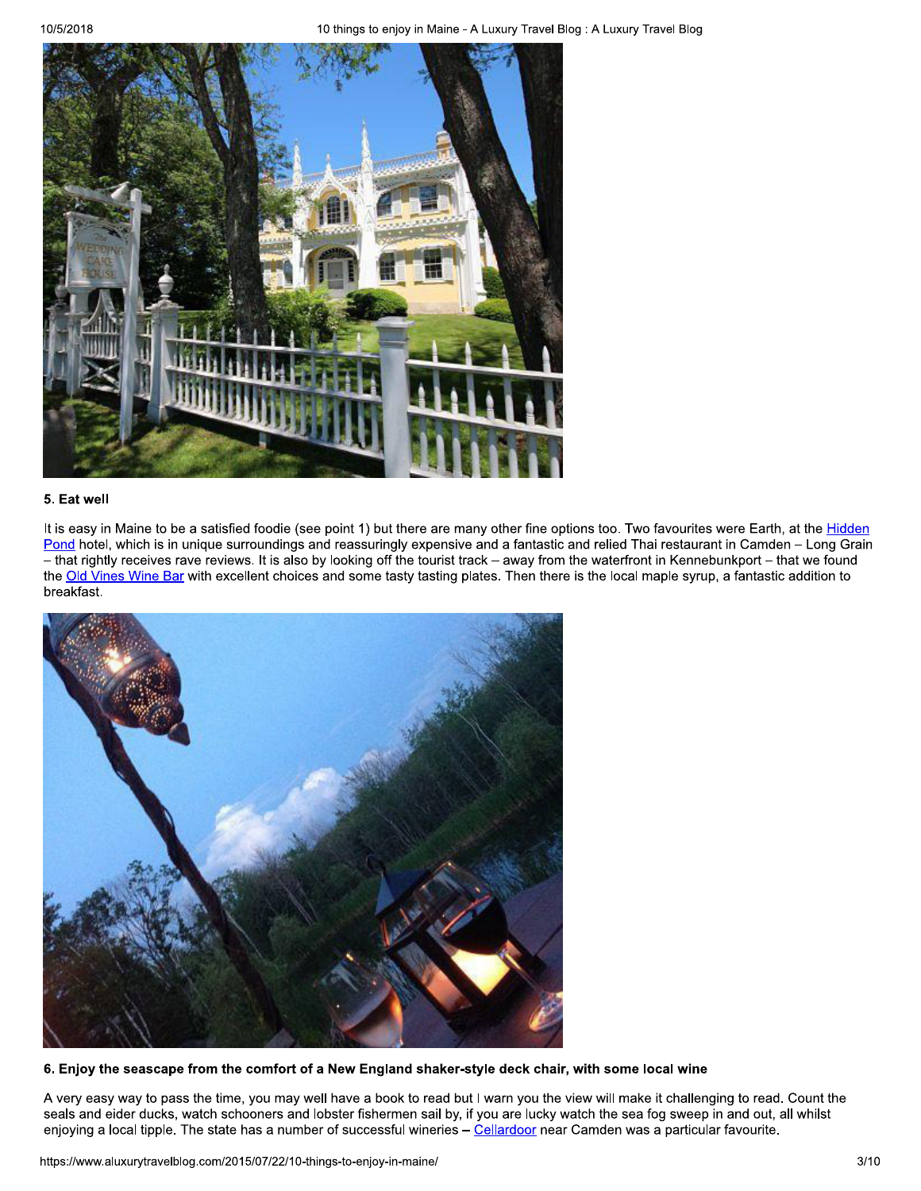**5. Eat well**

It is easy in Maine to be a satisfied foodie (see point 1) but there are many other fine options too. Two favourites were Earth, at the [Hidden Pond](#) hotel, which is in unique surroundings and reassuringly expensive and a fantastic and relied Thai restaurant in Camden – Long Grain – that rightly receives rave reviews. It is also by looking off the tourist track – away from the waterfront in Kennebunkport – that we found the [Old Vines Wine Bar](#) with excellent choices and some tasty tasting plates. Then there is the local maple syrup, a fantastic addition to breakfast.

**6. Enjoy the seascape from the comfort of a New England shaker-style deck chair, with some local wine**

A very easy way to pass the time, you may well have a book to read but I warn you the view will make it challenging to read. Count the seals and eider ducks, watch schooners and lobster fishermen sail by, if you are lucky watch the sea fog sweep in and out, all whilst enjoying a local tipple. The state has a number of successful wineries – [Cellardoor](#) near Camden was a particular favourite.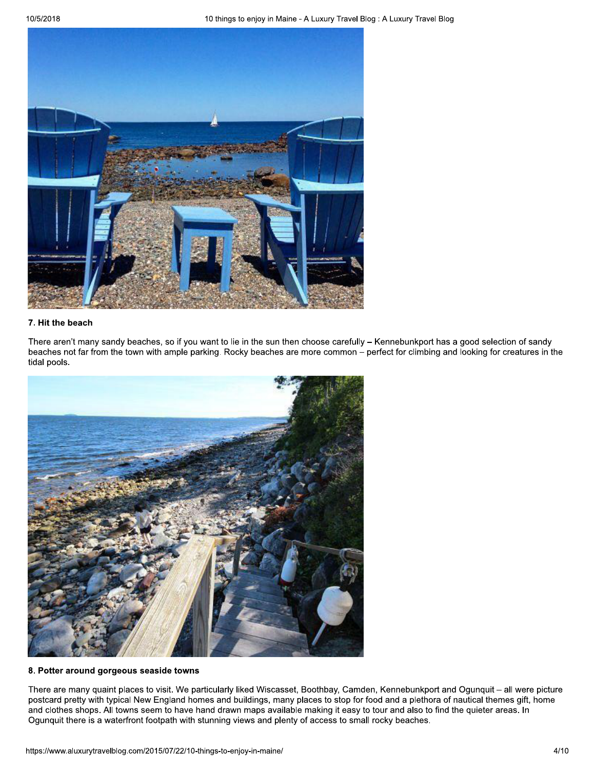### 7. Hit the beach

There aren't many sandy beaches, so if you want to lie in the sun then choose carefully – Kennebunkport has a good selection of sandy beaches not far from the town with ample parking. Rocky beaches are more common – perfect for climbing and looking for creatures in the tidal pools.

### 8. Potter around gorgeous seaside towns

There are many quaint places to visit. We particularly liked Wiscasset, Boothbay, Camden, Kennebunkport and Ogunquit – all were picture postcard pretty with typical New England homes and buildings, many places to stop for food and a plethora of nautical themes gift, home and clothes shops. All towns seem to have hand drawn maps available making it easy to tour and also to find the quieter areas. In Ogunquit there is a waterfront footpath with stunning views and plenty of access to small rocky beaches.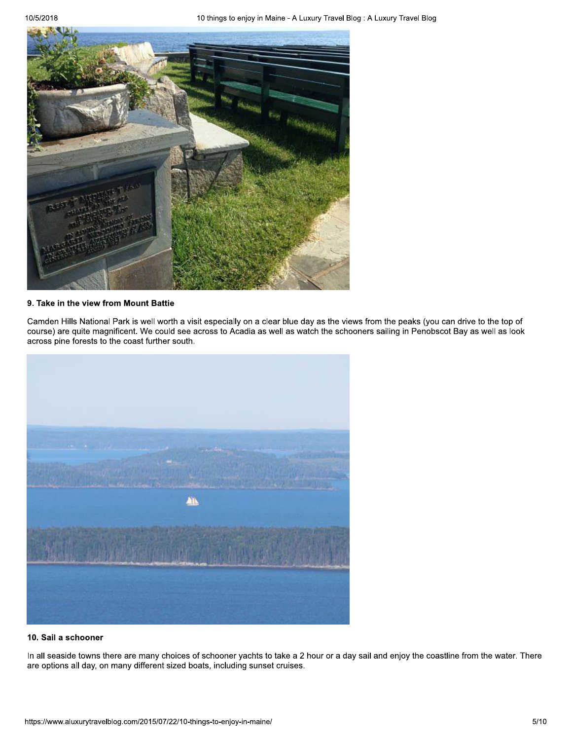### 9. Take in the view from Mount Battie

Camden Hills National Park is well worth a visit especially on a clear blue day as the views from the peaks (you can drive to the top of course) are quite magnificent. We could see across to Acadia as well as watch the schooners sailing in Penobscot Bay as well as look across pine forests to the coast further south.

### 10. Sail a schooner

In all seaside towns there are many choices of schooner yachts to take a 2 hour or a day sail and enjoy the coastline from the water. There are options all day, on many different sized boats, including sunset cruises.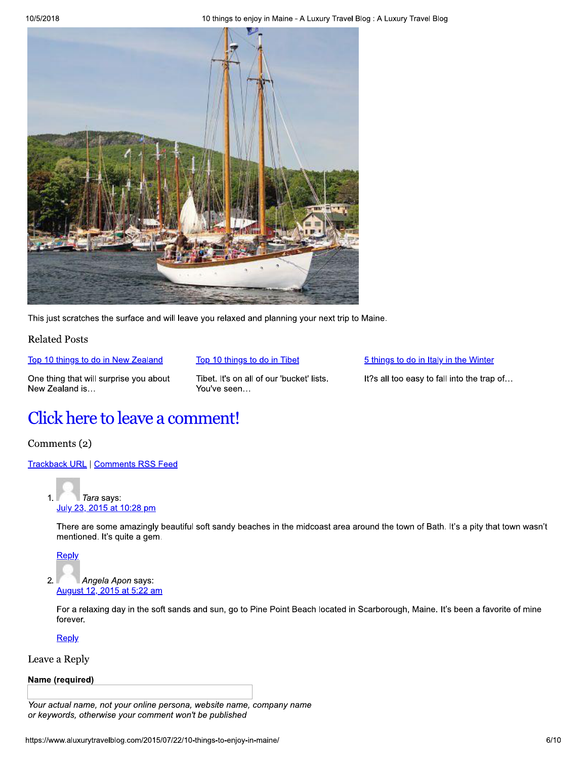This just scratches the surface and will leave you relaxed and planning your next trip to Maine.

## Related Posts

[Top 10 things to do in New Zealand](#)

One thing that will surprise you about New Zealand is…

[Top 10 things to do in Tibet](#)

Tibet. It's on all of our 'bucket' lists. You've seen…

[5 things to do in Italy in the Winter](#)

It?s all too easy to fall into the trap of…

# Click here to leave a comment!

## Comments (2)

[Trackback URL](#) | [Comments RSS Feed](#)

1. *Tara* says:
   [July 23, 2015 at 10:28 pm](#)

   There are some amazingly beautiful soft sandy beaches in the midcoast area around the town of Bath. It's a pity that town wasn't mentioned. It's quite a gem.

   [Reply](#)

2. *Angela Apon* says:
   [August 12, 2015 at 5:22 am](#)

   For a relaxing day in the soft sands and sun, go to Pine Point Beach located in Scarborough, Maine. It's been a favorite of mine forever.

   [Reply](#)

## Leave a Reply

**Name (required)**

*Your actual name, not your online persona, website name, company name or keywords, otherwise your comment won't be published*